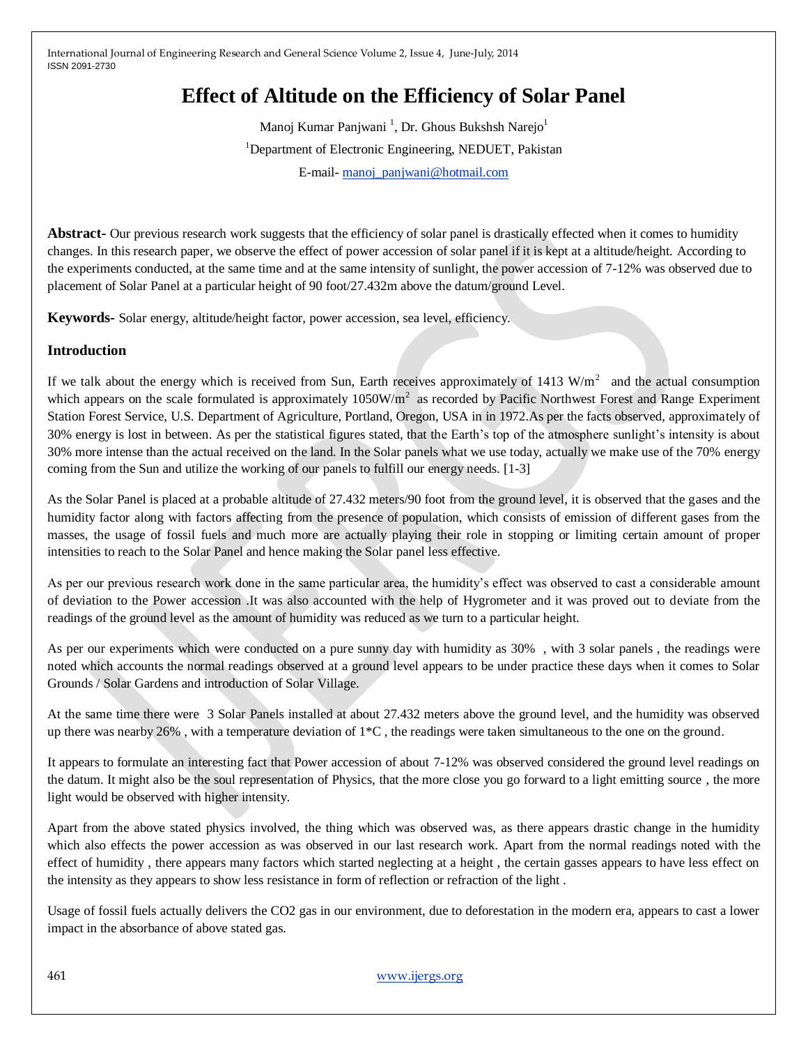# Effect of Altitude on the Efficiency of Solar Panel

Manoj Kumar Panjwani [1], Dr. Ghous Bukshsh Narejo[1]

[1]Department of Electronic Engineering, NEDUET, Pakistan

E-mail- manoj_panjwani@hotmail.com

**Abstract-** Our previous research work suggests that the efficiency of solar panel is drastically effected when it comes to humidity changes. In this research paper, we observe the effect of power accession of solar panel if it is kept at a altitude/height. According to the experiments conducted, at the same time and at the same intensity of sunlight, the power accession of 7-12% was observed due to placement of Solar Panel at a particular height of 90 foot/27.432m above the datum/ground Level.

**Keywords-** Solar energy, altitude/height factor, power accession, sea level, efficiency.

## Introduction

If we talk about the energy which is received from Sun, Earth receives approximately of 1413 $W/m^2$ and the actual consumption which appears on the scale formulated is approximately 1050$W/m^2$ as recorded by Pacific Northwest Forest and Range Experiment Station Forest Service, U.S. Department of Agriculture, Portland, Oregon, USA in in 1972.As per the facts observed, approximately of 30% energy is lost in between. As per the statistical figures stated, that the Earth's top of the atmosphere sunlight's intensity is about 30% more intense than the actual received on the land. In the Solar panels what we use today, actually we make use of the 70% energy coming from the Sun and utilize the working of our panels to fulfill our energy needs. [1-3]

As the Solar Panel is placed at a probable altitude of 27.432 meters/90 foot from the ground level, it is observed that the gases and the humidity factor along with factors affecting from the presence of population, which consists of emission of different gases from the masses, the usage of fossil fuels and much more are actually playing their role in stopping or limiting certain amount of proper intensities to reach to the Solar Panel and hence making the Solar panel less effective.

As per our previous research work done in the same particular area, the humidity's effect was observed to cast a considerable amount of deviation to the Power accession .It was also accounted with the help of Hygrometer and it was proved out to deviate from the readings of the ground level as the amount of humidity was reduced as we turn to a particular height.

As per our experiments which were conducted on a pure sunny day with humidity as 30% , with 3 solar panels , the readings were noted which accounts the normal readings observed at a ground level appears to be under practice these days when it comes to Solar Grounds / Solar Gardens and introduction of Solar Village.

At the same time there were 3 Solar Panels installed at about 27.432 meters above the ground level, and the humidity was observed up there was nearby 26% , with a temperature deviation of 1*C , the readings were taken simultaneous to the one on the ground.

It appears to formulate an interesting fact that Power accession of about 7-12% was observed considered the ground level readings on the datum. It might also be the soul representation of Physics, that the more close you go forward to a light emitting source , the more light would be observed with higher intensity.

Apart from the above stated physics involved, the thing which was observed was, as there appears drastic change in the humidity which also effects the power accession as was observed in our last research work. Apart from the normal readings noted with the effect of humidity , there appears many factors which started neglecting at a height , the certain gasses appears to have less effect on the intensity as they appears to show less resistance in form of reflection or refraction of the light .

Usage of fossil fuels actually delivers the $CO_2$ gas in our environment, due to deforestation in the modern era, appears to cast a lower impact in the absorbance of above stated gas.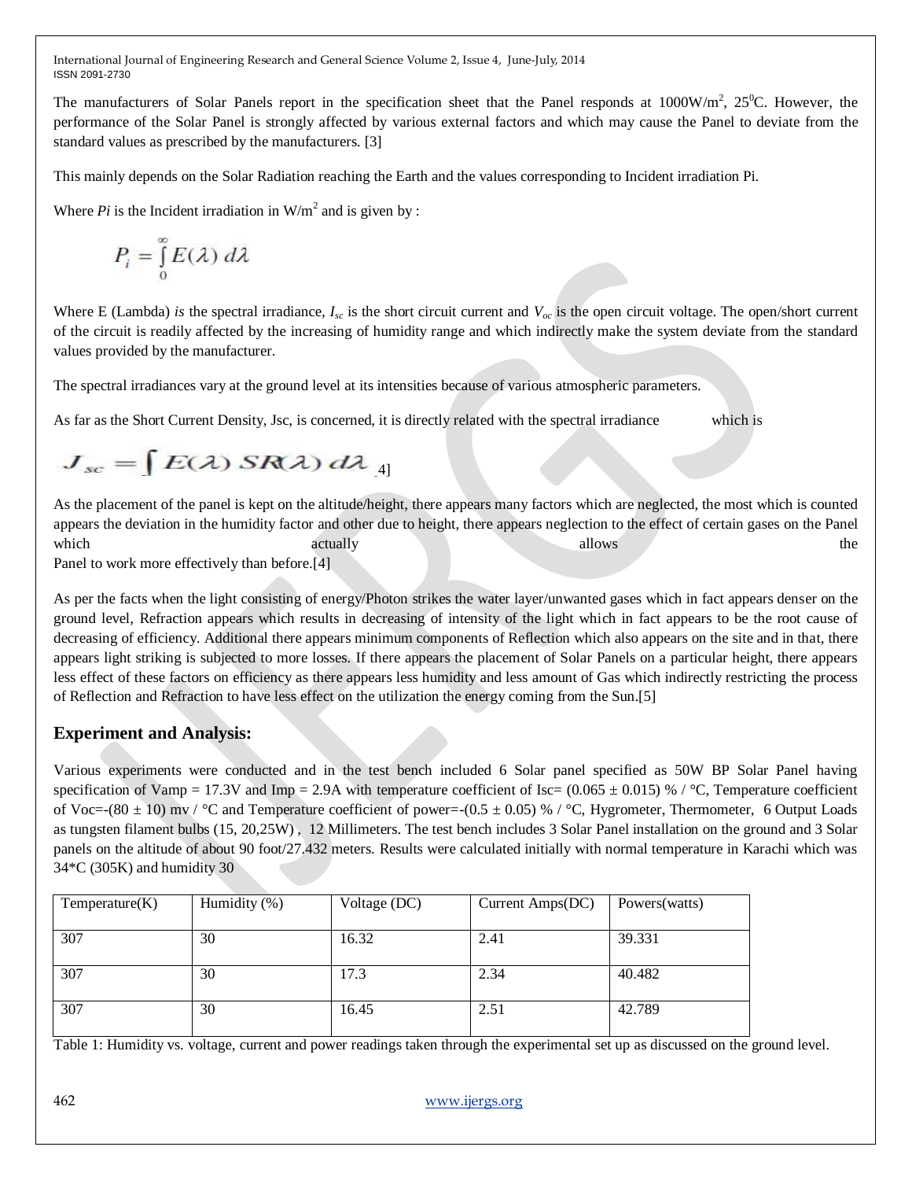The manufacturers of Solar Panels report in the specification sheet that the Panel responds at 1000W/m$^2$, 25$^0$C. However, the performance of the Solar Panel is strongly affected by various external factors and which may cause the Panel to deviate from the standard values as prescribed by the manufacturers. [3]

This mainly depends on the Solar Radiation reaching the Earth and the values corresponding to Incident irradiation Pi.

Where *Pi* is the Incident irradiation in W/m$^2$ and is given by :

$$P_i = \int_0^{\infty} E(\lambda)\, d\lambda$$

Where E (Lambda) *is* the spectral irradiance, $I_{sc}$ is the short circuit current and $V_{oc}$ is the open circuit voltage. The open/short current of the circuit is readily affected by the increasing of humidity range and which indirectly make the system deviate from the standard values provided by the manufacturer.

The spectral irradiances vary at the ground level at its intensities because of various atmospheric parameters.

As far as the Short Current Density, Jsc, is concerned, it is directly related with the spectral irradiance which is

$$J_{sc} = \int E(\lambda)\, SR(\lambda)\, d\lambda$$ 4]

As the placement of the panel is kept on the altitude/height, there appears many factors which are neglected, the most which is counted appears the deviation in the humidity factor and other due to height, there appears neglection to the effect of certain gases on the Panel which actually allows the Panel to work more effectively than before.[4]

As per the facts when the light consisting of energy/Photon strikes the water layer/unwanted gases which in fact appears denser on the ground level, Refraction appears which results in decreasing of intensity of the light which in fact appears to be the root cause of decreasing of efficiency. Additional there appears minimum components of Reflection which also appears on the site and in that, there appears light striking is subjected to more losses. If there appears the placement of Solar Panels on a particular height, there appears less effect of these factors on efficiency as there appears less humidity and less amount of Gas which indirectly restricting the process of Reflection and Refraction to have less effect on the utilization the energy coming from the Sun.[5]

## Experiment and Analysis:

Various experiments were conducted and in the test bench included 6 Solar panel specified as 50W BP Solar Panel having specification of Vamp = 17.3V and Imp = 2.9A with temperature coefficient of Isc= (0.065 ± 0.015) % / °C, Temperature coefficient of Voc=-(80 ± 10) mv / °C and Temperature coefficient of power=-(0.5 ± 0.05) % / °C, Hygrometer, Thermometer, 6 Output Loads as tungsten filament bulbs (15, 20,25W) , 12 Millimeters. The test bench includes 3 Solar Panel installation on the ground and 3 Solar panels on the altitude of about 90 foot/27.432 meters. Results were calculated initially with normal temperature in Karachi which was 34*C (305K) and humidity 30

| Temperature(K) | Humidity (%) | Voltage (DC) | Current Amps(DC) | Powers(watts) |
|---|---|---|---|---|
| 307 | 30 | 16.32 | 2.41 | 39.331 |
| 307 | 30 | 17.3 | 2.34 | 40.482 |
| 307 | 30 | 16.45 | 2.51 | 42.789 |

Table 1: Humidity vs. voltage, current and power readings taken through the experimental set up as discussed on the ground level.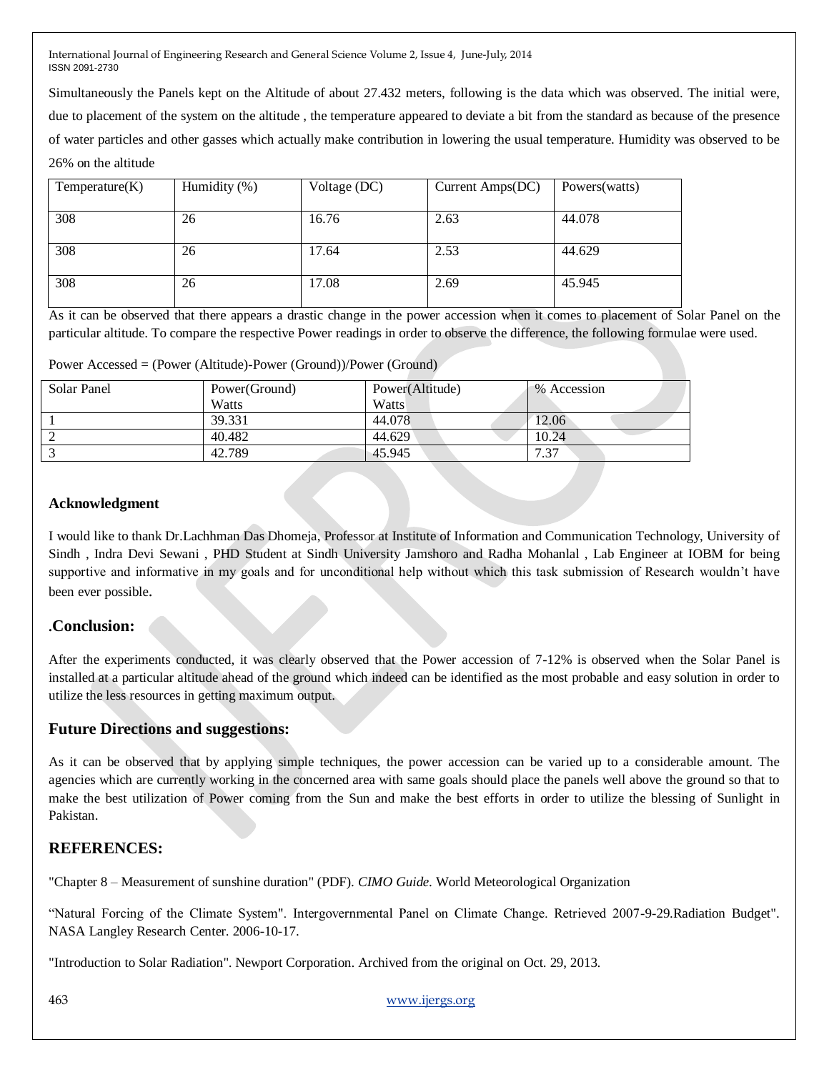Simultaneously the Panels kept on the Altitude of about 27.432 meters, following is the data which was observed. The initial were, due to placement of the system on the altitude , the temperature appeared to deviate a bit from the standard as because of the presence of water particles and other gasses which actually make contribution in lowering the usual temperature. Humidity was observed to be 26% on the altitude

| Temperature(K) | Humidity (%) | Voltage (DC) | Current Amps(DC) | Powers(watts) |
|---|---|---|---|---|
| 308 | 26 | 16.76 | 2.63 | 44.078 |
| 308 | 26 | 17.64 | 2.53 | 44.629 |
| 308 | 26 | 17.08 | 2.69 | 45.945 |

As it can be observed that there appears a drastic change in the power accession when it comes to placement of Solar Panel on the particular altitude. To compare the respective Power readings in order to observe the difference, the following formulae were used.

Power Accessed = (Power (Altitude)-Power (Ground))/Power (Ground)

| Solar Panel | Power(Ground) Watts | Power(Altitude) Watts | % Accession |
|---|---|---|---|
| 1 | 39.331 | 44.078 | 12.06 |
| 2 | 40.482 | 44.629 | 10.24 |
| 3 | 42.789 | 45.945 | 7.37 |

## Acknowledgment

I would like to thank Dr.Lachhman Das Dhomeja, Professor at Institute of Information and Communication Technology, University of Sindh , Indra Devi Sewani , PHD Student at Sindh University Jamshoro and Radha Mohanlal , Lab Engineer at IOBM for being supportive and informative in my goals and for unconditional help without which this task submission of Research wouldn't have been ever possible.

## .Conclusion:

After the experiments conducted, it was clearly observed that the Power accession of 7-12% is observed when the Solar Panel is installed at a particular altitude ahead of the ground which indeed can be identified as the most probable and easy solution in order to utilize the less resources in getting maximum output.

## Future Directions and suggestions:

As it can be observed that by applying simple techniques, the power accession can be varied up to a considerable amount. The agencies which are currently working in the concerned area with same goals should place the panels well above the ground so that to make the best utilization of Power coming from the Sun and make the best efforts in order to utilize the blessing of Sunlight in Pakistan.

## REFERENCES:

"Chapter 8 – Measurement of sunshine duration" (PDF). *CIMO Guide*. World Meteorological Organization

"Natural Forcing of the Climate System". Intergovernmental Panel on Climate Change. Retrieved 2007-9-29.Radiation Budget". NASA Langley Research Center. 2006-10-17.

"Introduction to Solar Radiation". Newport Corporation. Archived from the original on Oct. 29, 2013.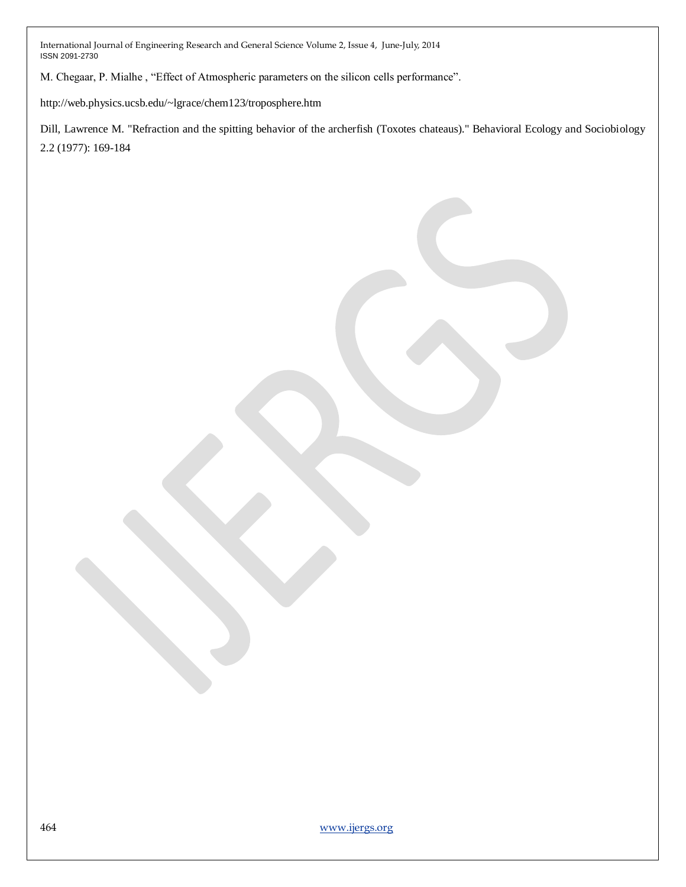M. Chegaar, P. Mialhe , “Effect of Atmospheric parameters on the silicon cells performance”.

http://web.physics.ucsb.edu/~lgrace/chem123/troposphere.htm

Dill, Lawrence M. "Refraction and the spitting behavior of the archerfish (Toxotes chateaus)." Behavioral Ecology and Sociobiology 2.2 (1977): 169-184